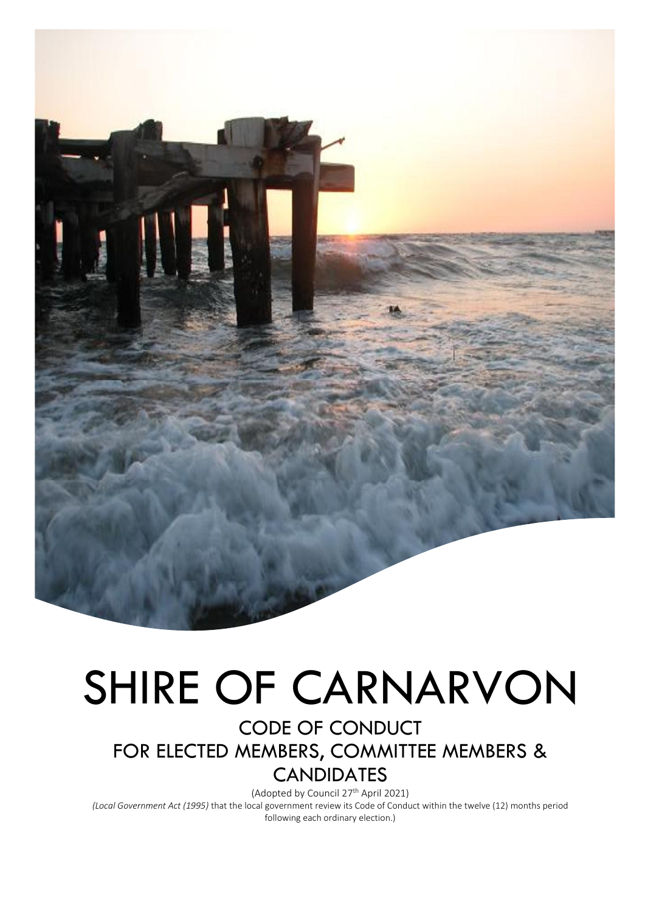# SHIRE OF CARNARVON

## CODE OF CONDUCT
## FOR ELECTED MEMBERS, COMMITTEE MEMBERS & CANDIDATES

(Adopted by Council 27th April 2021)

*(Local Government Act (1995)* that the local government review its Code of Conduct within the twelve (12) months period following each ordinary election.)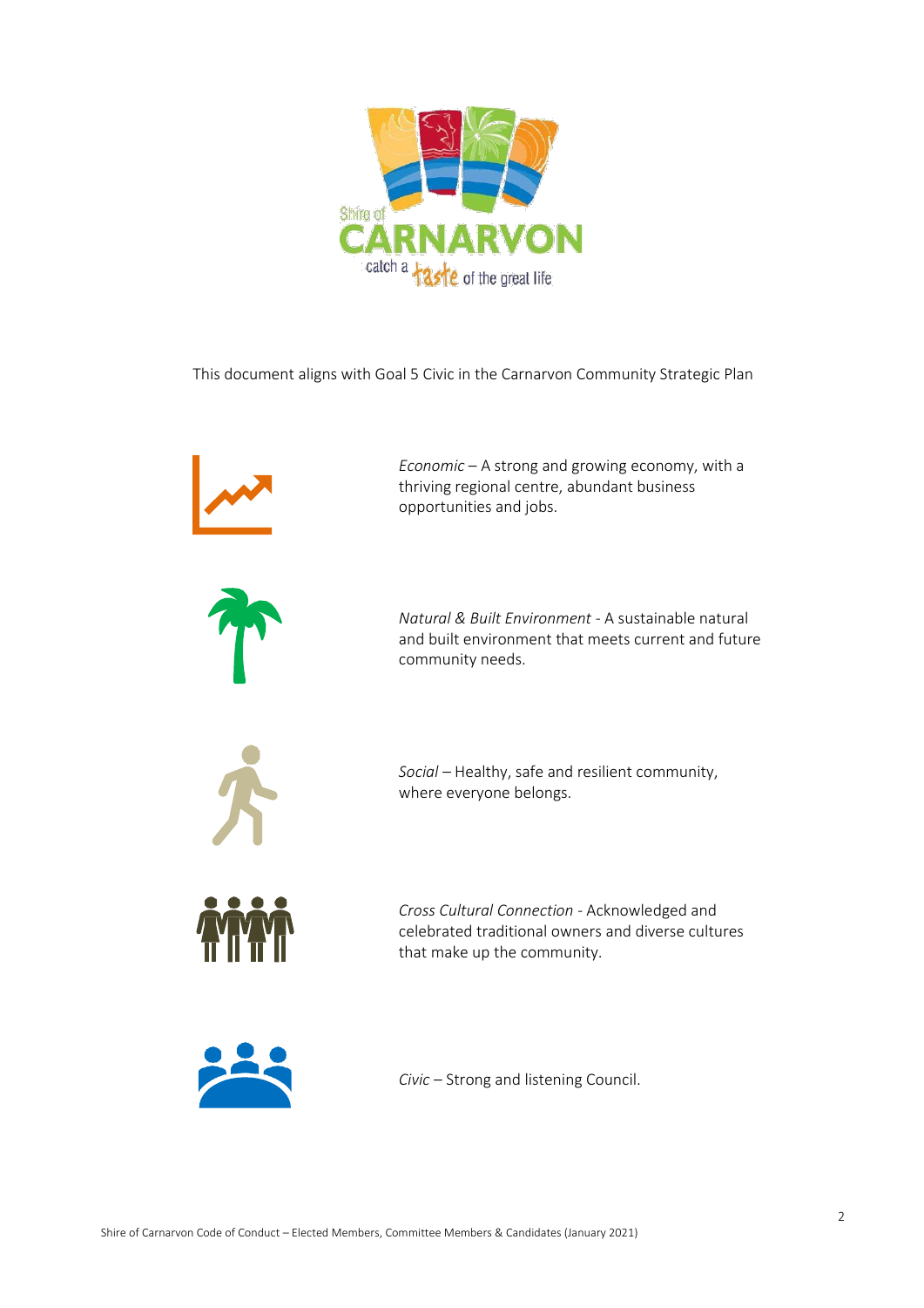This document aligns with Goal 5 Civic in the Carnarvon Community Strategic Plan

*Economic* – A strong and growing economy, with a thriving regional centre, abundant business opportunities and jobs.

*Natural & Built Environment* - A sustainable natural and built environment that meets current and future community needs.

*Social* – Healthy, safe and resilient community, where everyone belongs.

*Cross Cultural Connection* - Acknowledged and celebrated traditional owners and diverse cultures that make up the community.

*Civic* – Strong and listening Council.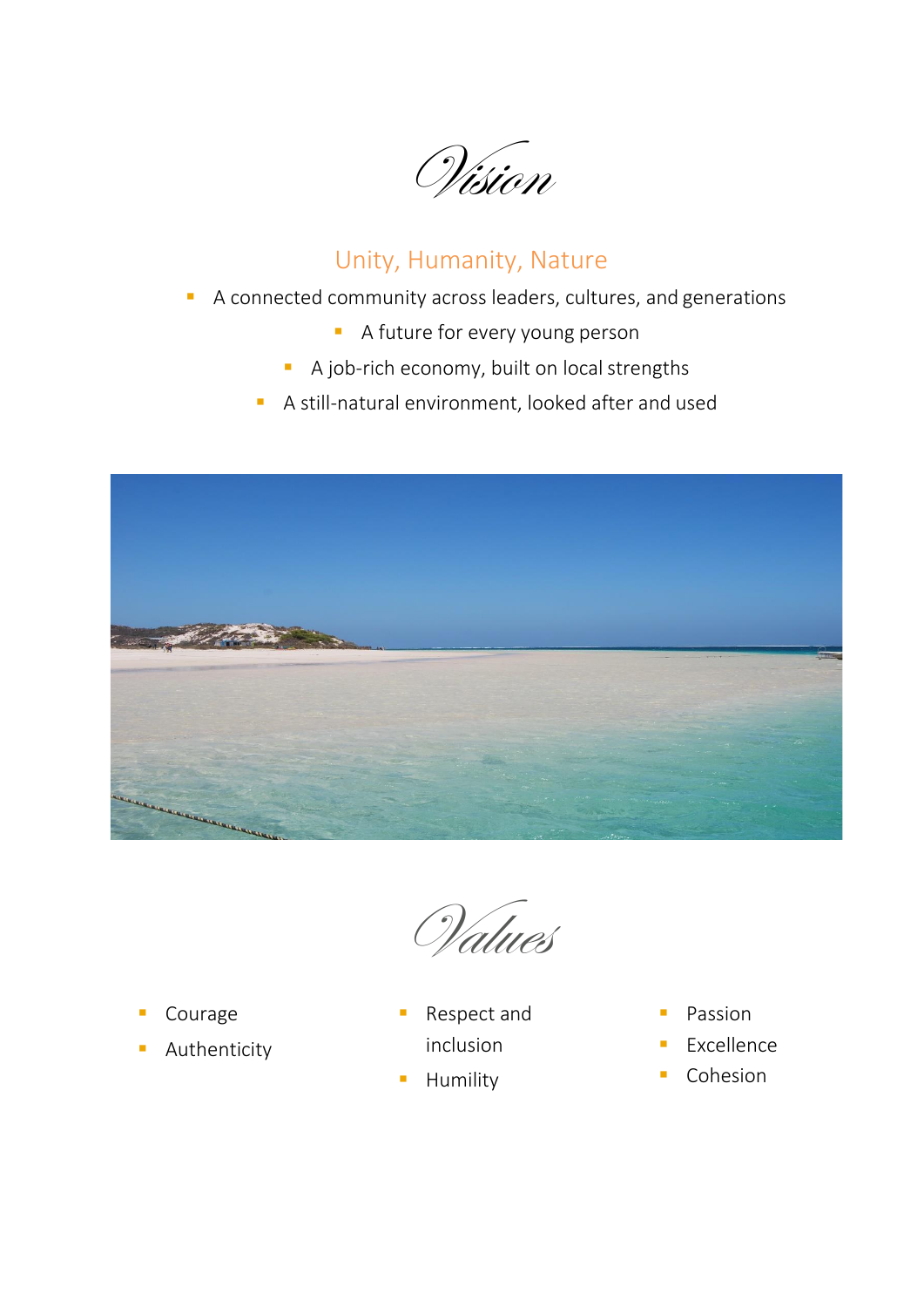# Vision

## Unity, Humanity, Nature

- A connected community across leaders, cultures, and generations
- A future for every young person
- A job-rich economy, built on local strengths
- A still-natural environment, looked after and used

# Values

- Courage
- Authenticity
- Respect and inclusion
- Humility
- Passion
- Excellence
- Cohesion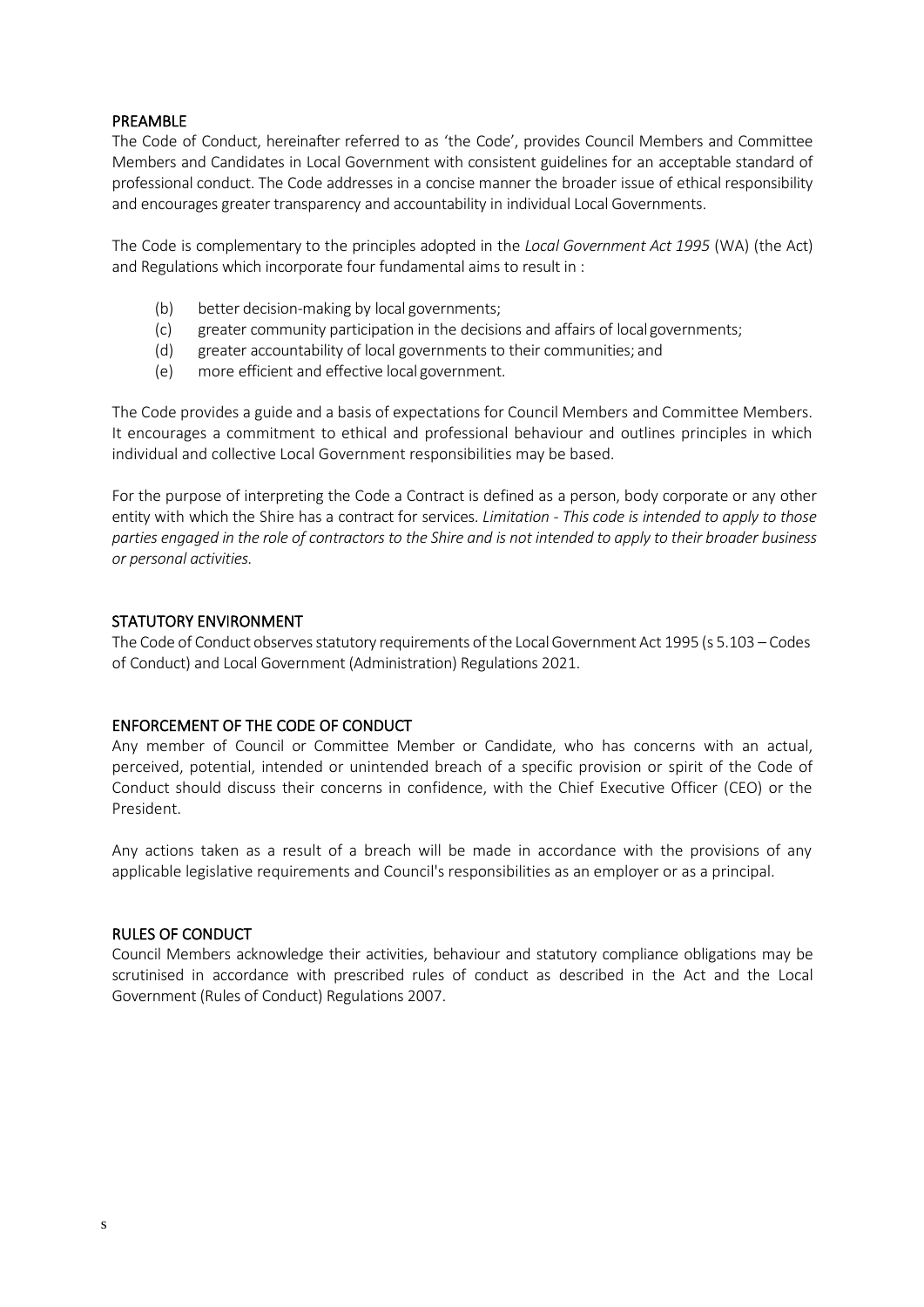## PREAMBLE

The Code of Conduct, hereinafter referred to as 'the Code', provides Council Members and Committee Members and Candidates in Local Government with consistent guidelines for an acceptable standard of professional conduct. The Code addresses in a concise manner the broader issue of ethical responsibility and encourages greater transparency and accountability in individual Local Governments.

The Code is complementary to the principles adopted in the *Local Government Act 1995* (WA) (the Act) and Regulations which incorporate four fundamental aims to result in :

- (b) better decision-making by local governments;
- (c) greater community participation in the decisions and affairs of local governments;
- (d) greater accountability of local governments to their communities; and
- (e) more efficient and effective local government.

The Code provides a guide and a basis of expectations for Council Members and Committee Members. It encourages a commitment to ethical and professional behaviour and outlines principles in which individual and collective Local Government responsibilities may be based.

For the purpose of interpreting the Code a Contract is defined as a person, body corporate or any other entity with which the Shire has a contract for services. *Limitation - This code is intended to apply to those parties engaged in the role of contractors to the Shire and is not intended to apply to their broader business or personal activities.*

## STATUTORY ENVIRONMENT

The Code of Conduct observes statutory requirements of the Local Government Act 1995 (s 5.103 – Codes of Conduct) and Local Government (Administration) Regulations 2021.

## ENFORCEMENT OF THE CODE OF CONDUCT

Any member of Council or Committee Member or Candidate, who has concerns with an actual, perceived, potential, intended or unintended breach of a specific provision or spirit of the Code of Conduct should discuss their concerns in confidence, with the Chief Executive Officer (CEO) or the President.

Any actions taken as a result of a breach will be made in accordance with the provisions of any applicable legislative requirements and Council's responsibilities as an employer or as a principal.

## RULES OF CONDUCT

Council Members acknowledge their activities, behaviour and statutory compliance obligations may be scrutinised in accordance with prescribed rules of conduct as described in the Act and the Local Government (Rules of Conduct) Regulations 2007.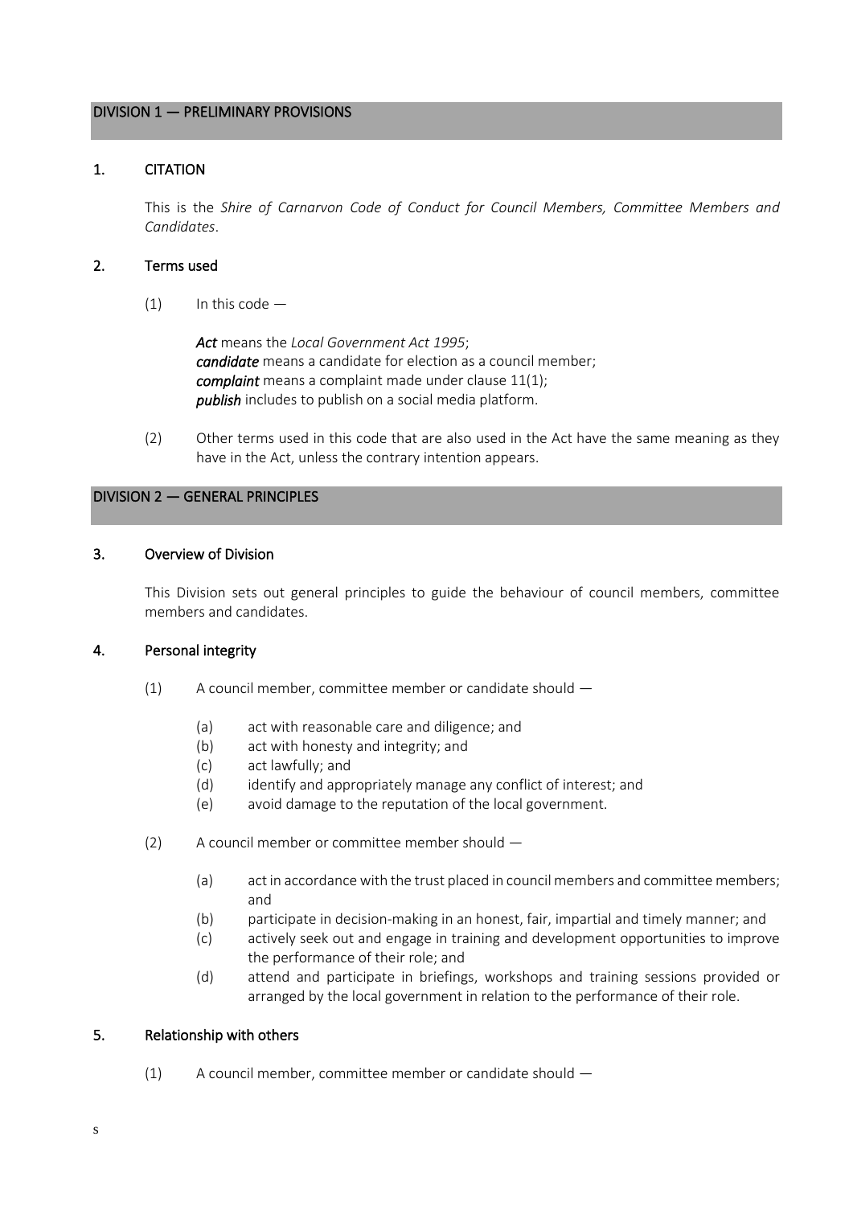## DIVISION 1 — PRELIMINARY PROVISIONS

### 1. CITATION

This is the *Shire of Carnarvon Code of Conduct for Council Members, Committee Members and Candidates*.

### 2. Terms used

(1) In this code —

***Act*** means the *Local Government Act 1995*;
***candidate*** means a candidate for election as a council member;
***complaint*** means a complaint made under clause 11(1);
***publish*** includes to publish on a social media platform.

(2) Other terms used in this code that are also used in the Act have the same meaning as they have in the Act, unless the contrary intention appears.

## DIVISION 2 — GENERAL PRINCIPLES

### 3. Overview of Division

This Division sets out general principles to guide the behaviour of council members, committee members and candidates.

### 4. Personal integrity

(1) A council member, committee member or candidate should —

- (a) act with reasonable care and diligence; and
- (b) act with honesty and integrity; and
- (c) act lawfully; and
- (d) identify and appropriately manage any conflict of interest; and
- (e) avoid damage to the reputation of the local government.

(2) A council member or committee member should —

- (a) act in accordance with the trust placed in council members and committee members; and
- (b) participate in decision-making in an honest, fair, impartial and timely manner; and
- (c) actively seek out and engage in training and development opportunities to improve the performance of their role; and
- (d) attend and participate in briefings, workshops and training sessions provided or arranged by the local government in relation to the performance of their role.

### 5. Relationship with others

(1) A council member, committee member or candidate should —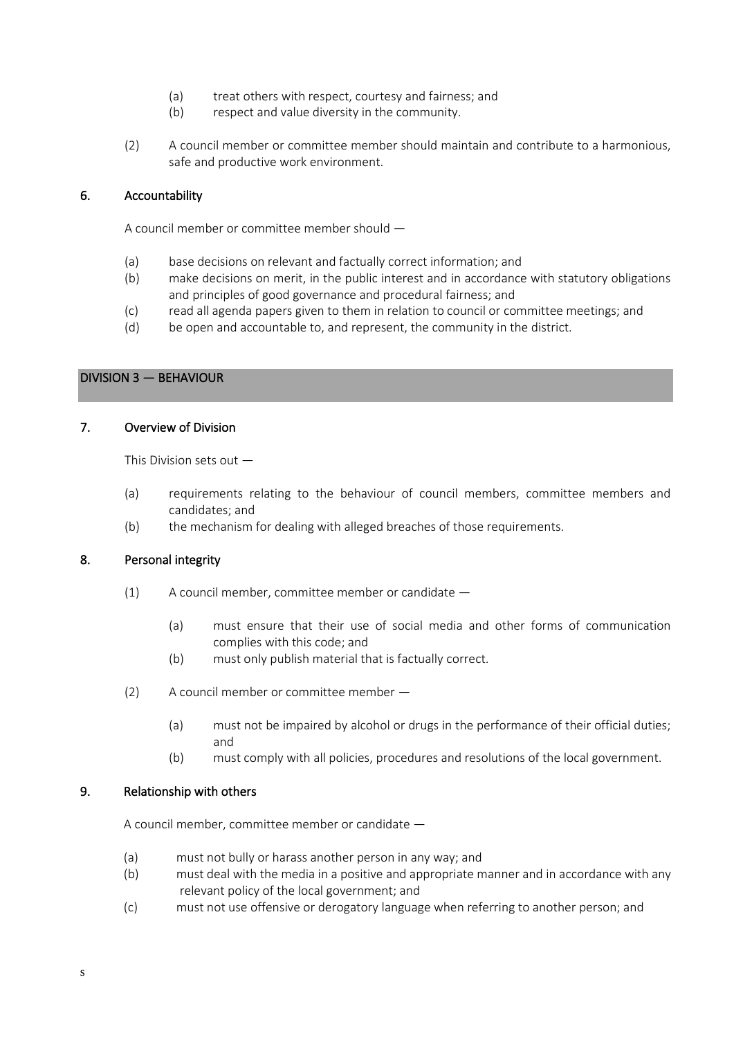(a) treat others with respect, courtesy and fairness; and
(b) respect and value diversity in the community.

(2) A council member or committee member should maintain and contribute to a harmonious, safe and productive work environment.

### 6. Accountability

A council member or committee member should —

(a) base decisions on relevant and factually correct information; and
(b) make decisions on merit, in the public interest and in accordance with statutory obligations and principles of good governance and procedural fairness; and
(c) read all agenda papers given to them in relation to council or committee meetings; and
(d) be open and accountable to, and represent, the community in the district.

## DIVISION 3 — BEHAVIOUR

### 7. Overview of Division

This Division sets out —

(a) requirements relating to the behaviour of council members, committee members and candidates; and
(b) the mechanism for dealing with alleged breaches of those requirements.

### 8. Personal integrity

(1) A council member, committee member or candidate —

(a) must ensure that their use of social media and other forms of communication complies with this code; and
(b) must only publish material that is factually correct.

(2) A council member or committee member —

(a) must not be impaired by alcohol or drugs in the performance of their official duties; and
(b) must comply with all policies, procedures and resolutions of the local government.

### 9. Relationship with others

A council member, committee member or candidate —

(a) must not bully or harass another person in any way; and
(b) must deal with the media in a positive and appropriate manner and in accordance with any relevant policy of the local government; and
(c) must not use offensive or derogatory language when referring to another person; and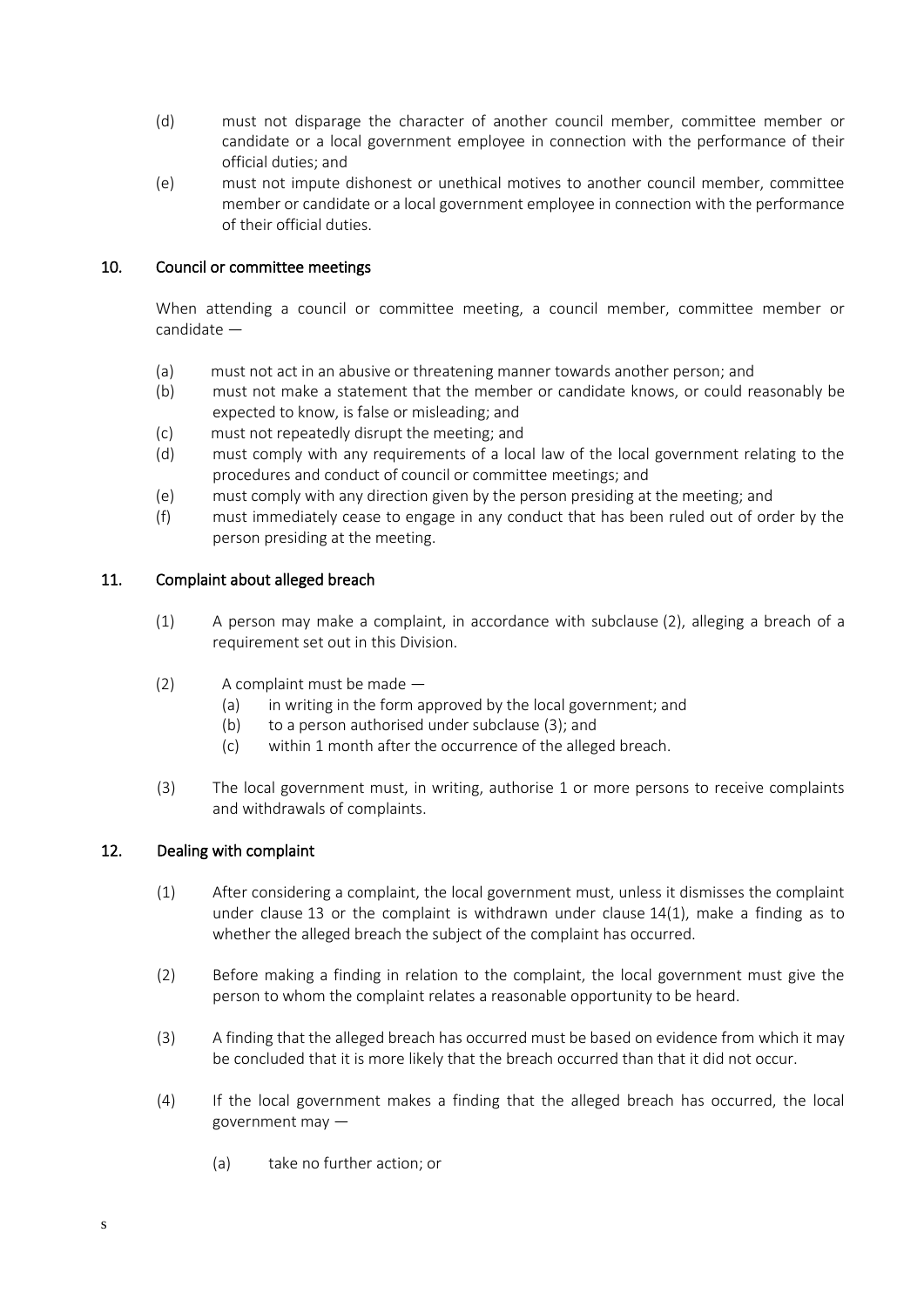(d) must not disparage the character of another council member, committee member or candidate or a local government employee in connection with the performance of their official duties; and

(e) must not impute dishonest or unethical motives to another council member, committee member or candidate or a local government employee in connection with the performance of their official duties.

### 10. Council or committee meetings

When attending a council or committee meeting, a council member, committee member or candidate —

(a) must not act in an abusive or threatening manner towards another person; and

(b) must not make a statement that the member or candidate knows, or could reasonably be expected to know, is false or misleading; and

(c) must not repeatedly disrupt the meeting; and

(d) must comply with any requirements of a local law of the local government relating to the procedures and conduct of council or committee meetings; and

(e) must comply with any direction given by the person presiding at the meeting; and

(f) must immediately cease to engage in any conduct that has been ruled out of order by the person presiding at the meeting.

### 11. Complaint about alleged breach

(1) A person may make a complaint, in accordance with subclause (2), alleging a breach of a requirement set out in this Division.

(2) A complaint must be made —

  (a) in writing in the form approved by the local government; and

  (b) to a person authorised under subclause (3); and

  (c) within 1 month after the occurrence of the alleged breach.

(3) The local government must, in writing, authorise 1 or more persons to receive complaints and withdrawals of complaints.

### 12. Dealing with complaint

(1) After considering a complaint, the local government must, unless it dismisses the complaint under clause 13 or the complaint is withdrawn under clause 14(1), make a finding as to whether the alleged breach the subject of the complaint has occurred.

(2) Before making a finding in relation to the complaint, the local government must give the person to whom the complaint relates a reasonable opportunity to be heard.

(3) A finding that the alleged breach has occurred must be based on evidence from which it may be concluded that it is more likely that the breach occurred than that it did not occur.

(4) If the local government makes a finding that the alleged breach has occurred, the local government may —

  (a) take no further action; or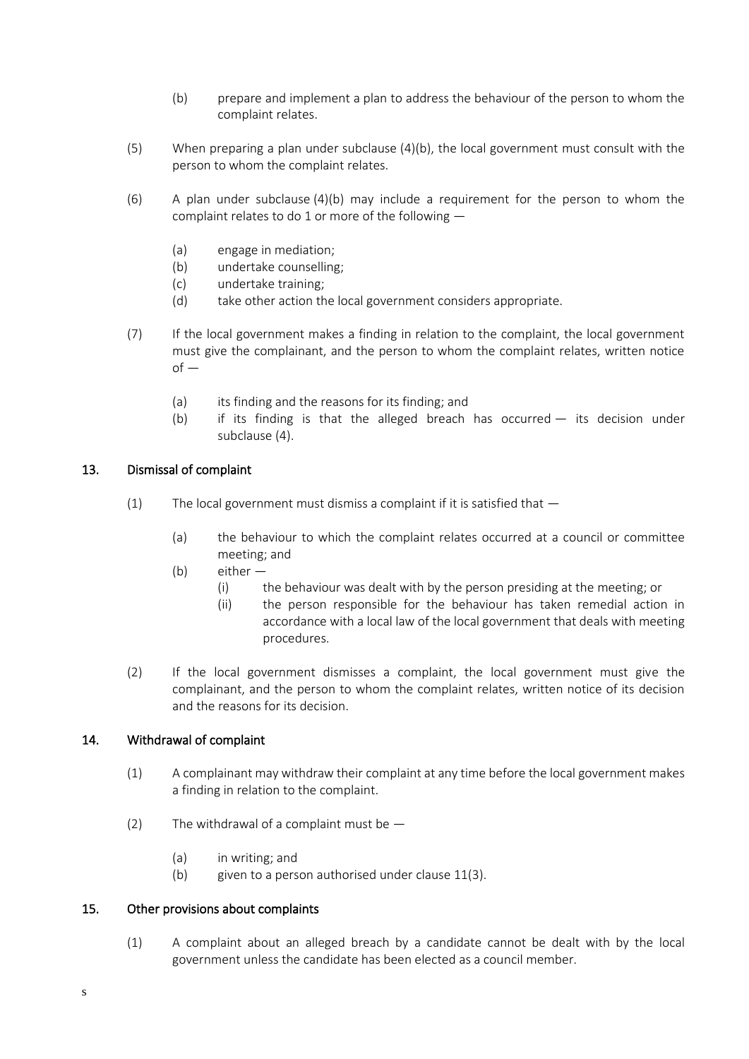(b) prepare and implement a plan to address the behaviour of the person to whom the complaint relates.

(5) When preparing a plan under subclause (4)(b), the local government must consult with the person to whom the complaint relates.

(6) A plan under subclause (4)(b) may include a requirement for the person to whom the complaint relates to do 1 or more of the following —

(a) engage in mediation;
(b) undertake counselling;
(c) undertake training;
(d) take other action the local government considers appropriate.

(7) If the local government makes a finding in relation to the complaint, the local government must give the complainant, and the person to whom the complaint relates, written notice of —

(a) its finding and the reasons for its finding; and
(b) if its finding is that the alleged breach has occurred — its decision under subclause (4).

## 13. Dismissal of complaint

(1) The local government must dismiss a complaint if it is satisfied that —

(a) the behaviour to which the complaint relates occurred at a council or committee meeting; and
(b) either —
  (i) the behaviour was dealt with by the person presiding at the meeting; or
  (ii) the person responsible for the behaviour has taken remedial action in accordance with a local law of the local government that deals with meeting procedures.

(2) If the local government dismisses a complaint, the local government must give the complainant, and the person to whom the complaint relates, written notice of its decision and the reasons for its decision.

## 14. Withdrawal of complaint

(1) A complainant may withdraw their complaint at any time before the local government makes a finding in relation to the complaint.

(2) The withdrawal of a complaint must be —

(a) in writing; and
(b) given to a person authorised under clause 11(3).

## 15. Other provisions about complaints

(1) A complaint about an alleged breach by a candidate cannot be dealt with by the local government unless the candidate has been elected as a council member.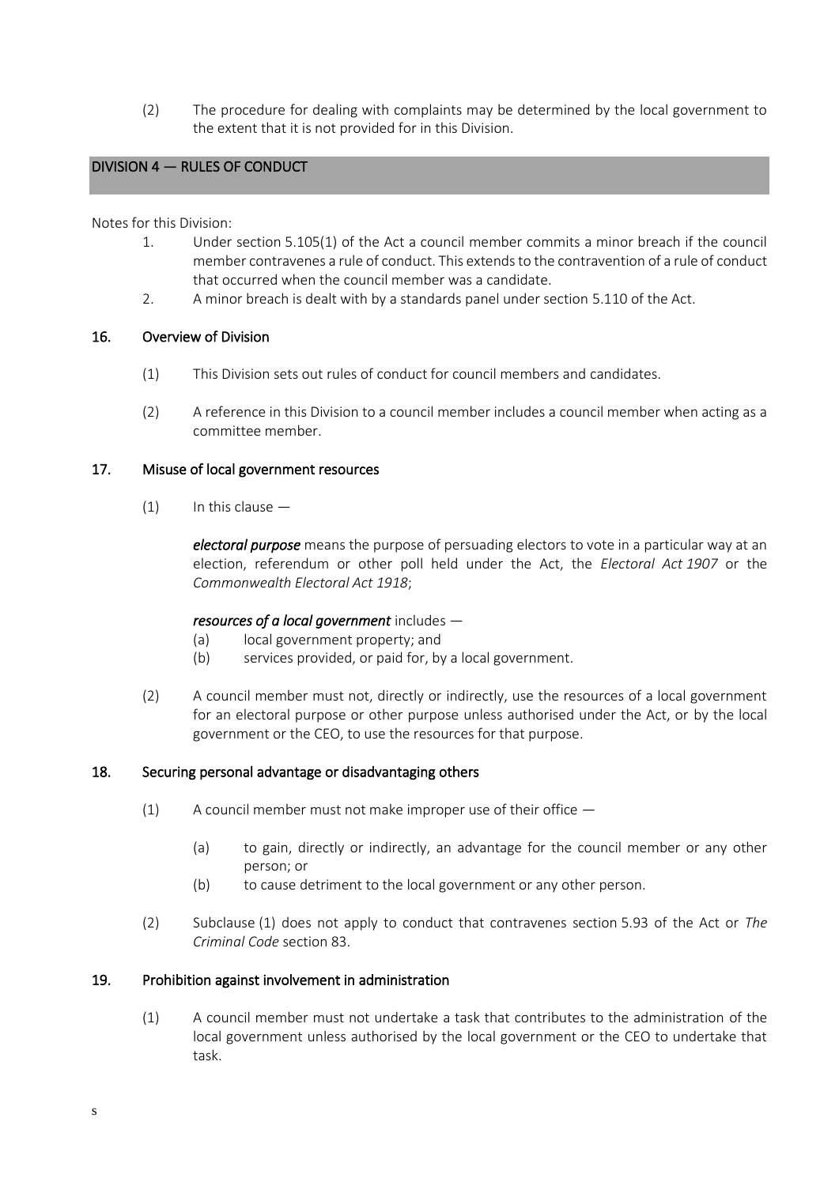(2) The procedure for dealing with complaints may be determined by the local government to the extent that it is not provided for in this Division.

## DIVISION 4 — RULES OF CONDUCT

Notes for this Division:

1. Under section 5.105(1) of the Act a council member commits a minor breach if the council member contravenes a rule of conduct. This extends to the contravention of a rule of conduct that occurred when the council member was a candidate.
2. A minor breach is dealt with by a standards panel under section 5.110 of the Act.

### 16. Overview of Division

(1) This Division sets out rules of conduct for council members and candidates.

(2) A reference in this Division to a council member includes a council member when acting as a committee member.

### 17. Misuse of local government resources

(1) In this clause —

***electoral purpose*** means the purpose of persuading electors to vote in a particular way at an election, referendum or other poll held under the Act, the *Electoral Act 1907* or the *Commonwealth Electoral Act 1918*;

***resources of a local government*** includes —

(a) local government property; and
(b) services provided, or paid for, by a local government.

(2) A council member must not, directly or indirectly, use the resources of a local government for an electoral purpose or other purpose unless authorised under the Act, or by the local government or the CEO, to use the resources for that purpose.

### 18. Securing personal advantage or disadvantaging others

(1) A council member must not make improper use of their office —

(a) to gain, directly or indirectly, an advantage for the council member or any other person; or
(b) to cause detriment to the local government or any other person.

(2) Subclause (1) does not apply to conduct that contravenes section 5.93 of the Act or *The Criminal Code* section 83.

### 19. Prohibition against involvement in administration

(1) A council member must not undertake a task that contributes to the administration of the local government unless authorised by the local government or the CEO to undertake that task.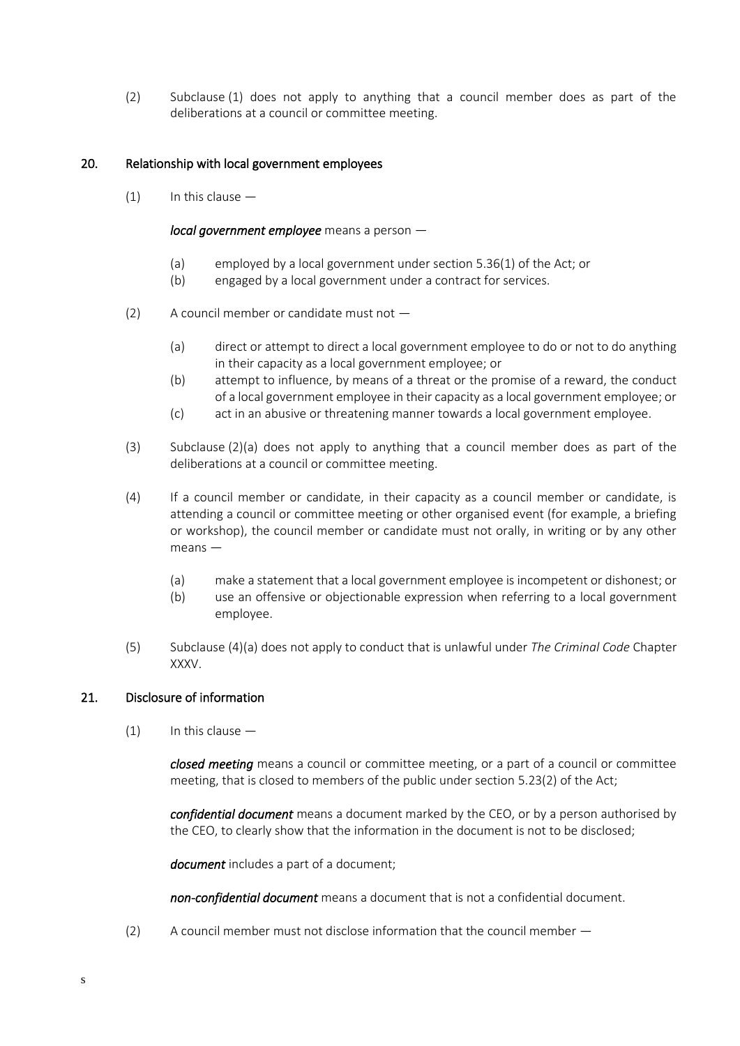(2) Subclause (1) does not apply to anything that a council member does as part of the deliberations at a council or committee meeting.

### 20. Relationship with local government employees

(1) In this clause —

***local government employee*** means a person —

(a) employed by a local government under section 5.36(1) of the Act; or

(b) engaged by a local government under a contract for services.

(2) A council member or candidate must not —

(a) direct or attempt to direct a local government employee to do or not to do anything in their capacity as a local government employee; or

(b) attempt to influence, by means of a threat or the promise of a reward, the conduct of a local government employee in their capacity as a local government employee; or

(c) act in an abusive or threatening manner towards a local government employee.

(3) Subclause (2)(a) does not apply to anything that a council member does as part of the deliberations at a council or committee meeting.

(4) If a council member or candidate, in their capacity as a council member or candidate, is attending a council or committee meeting or other organised event (for example, a briefing or workshop), the council member or candidate must not orally, in writing or by any other means —

(a) make a statement that a local government employee is incompetent or dishonest; or

(b) use an offensive or objectionable expression when referring to a local government employee.

(5) Subclause (4)(a) does not apply to conduct that is unlawful under *The Criminal Code* Chapter XXXV.

### 21. Disclosure of information

(1) In this clause —

***closed meeting*** means a council or committee meeting, or a part of a council or committee meeting, that is closed to members of the public under section 5.23(2) of the Act;

***confidential document*** means a document marked by the CEO, or by a person authorised by the CEO, to clearly show that the information in the document is not to be disclosed;

***document*** includes a part of a document;

***non-confidential document*** means a document that is not a confidential document.

(2) A council member must not disclose information that the council member —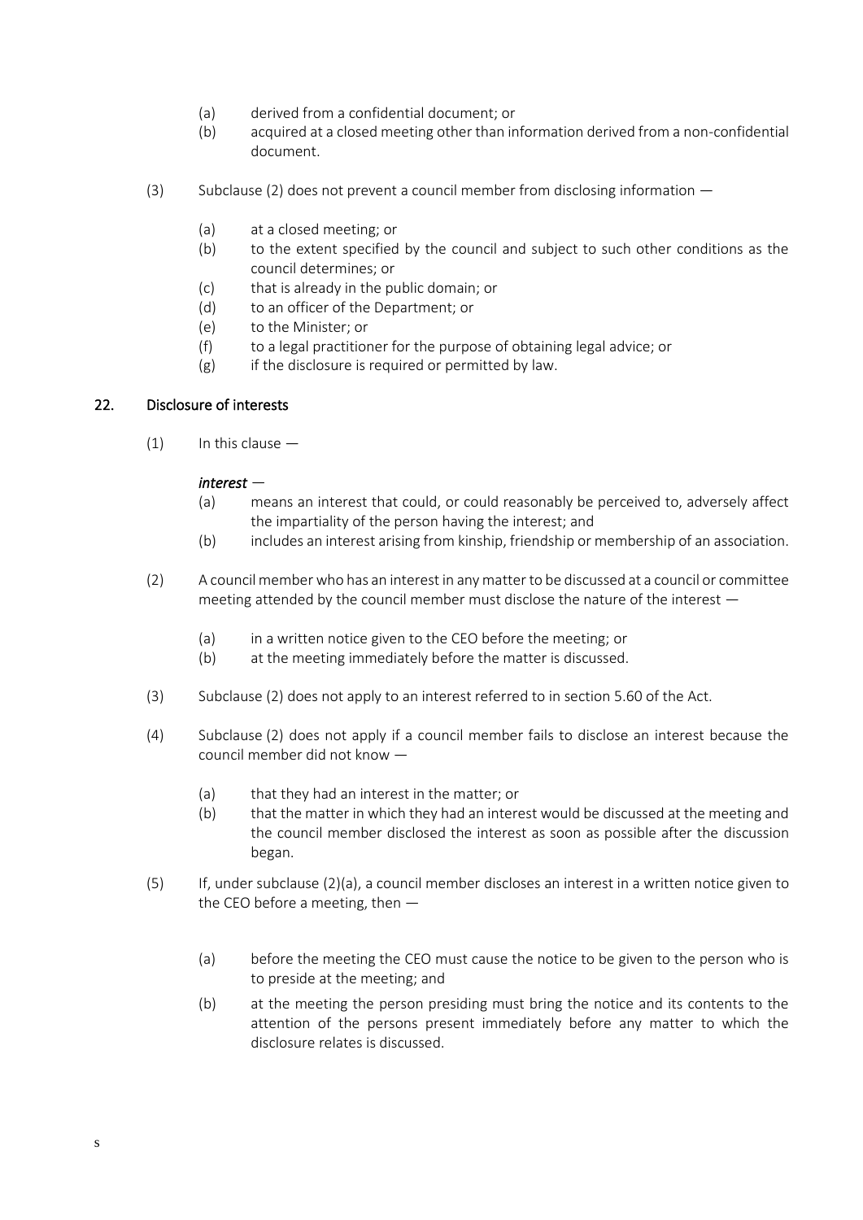(a) derived from a confidential document; or

(b) acquired at a closed meeting other than information derived from a non-confidential document.

(3) Subclause (2) does not prevent a council member from disclosing information —

(a) at a closed meeting; or

(b) to the extent specified by the council and subject to such other conditions as the council determines; or

(c) that is already in the public domain; or

(d) to an officer of the Department; or

(e) to the Minister; or

(f) to a legal practitioner for the purpose of obtaining legal advice; or

(g) if the disclosure is required or permitted by law.

## 22. Disclosure of interests

(1) In this clause —

***interest*** —

(a) means an interest that could, or could reasonably be perceived to, adversely affect the impartiality of the person having the interest; and

(b) includes an interest arising from kinship, friendship or membership of an association.

(2) A council member who has an interest in any matter to be discussed at a council or committee meeting attended by the council member must disclose the nature of the interest —

(a) in a written notice given to the CEO before the meeting; or

(b) at the meeting immediately before the matter is discussed.

(3) Subclause (2) does not apply to an interest referred to in section 5.60 of the Act.

(4) Subclause (2) does not apply if a council member fails to disclose an interest because the council member did not know —

(a) that they had an interest in the matter; or

(b) that the matter in which they had an interest would be discussed at the meeting and the council member disclosed the interest as soon as possible after the discussion began.

(5) If, under subclause (2)(a), a council member discloses an interest in a written notice given to the CEO before a meeting, then —

(a) before the meeting the CEO must cause the notice to be given to the person who is to preside at the meeting; and

(b) at the meeting the person presiding must bring the notice and its contents to the attention of the persons present immediately before any matter to which the disclosure relates is discussed.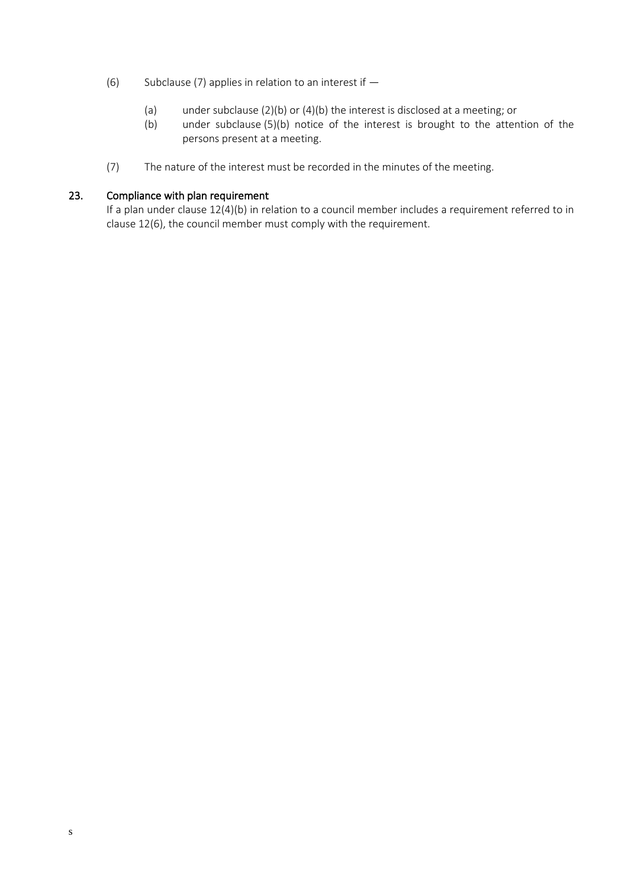(6) Subclause (7) applies in relation to an interest if —

  (a) under subclause (2)(b) or (4)(b) the interest is disclosed at a meeting; or
  (b) under subclause (5)(b) notice of the interest is brought to the attention of the persons present at a meeting.

(7) The nature of the interest must be recorded in the minutes of the meeting.

### 23. Compliance with plan requirement

If a plan under clause 12(4)(b) in relation to a council member includes a requirement referred to in clause 12(6), the council member must comply with the requirement.

s